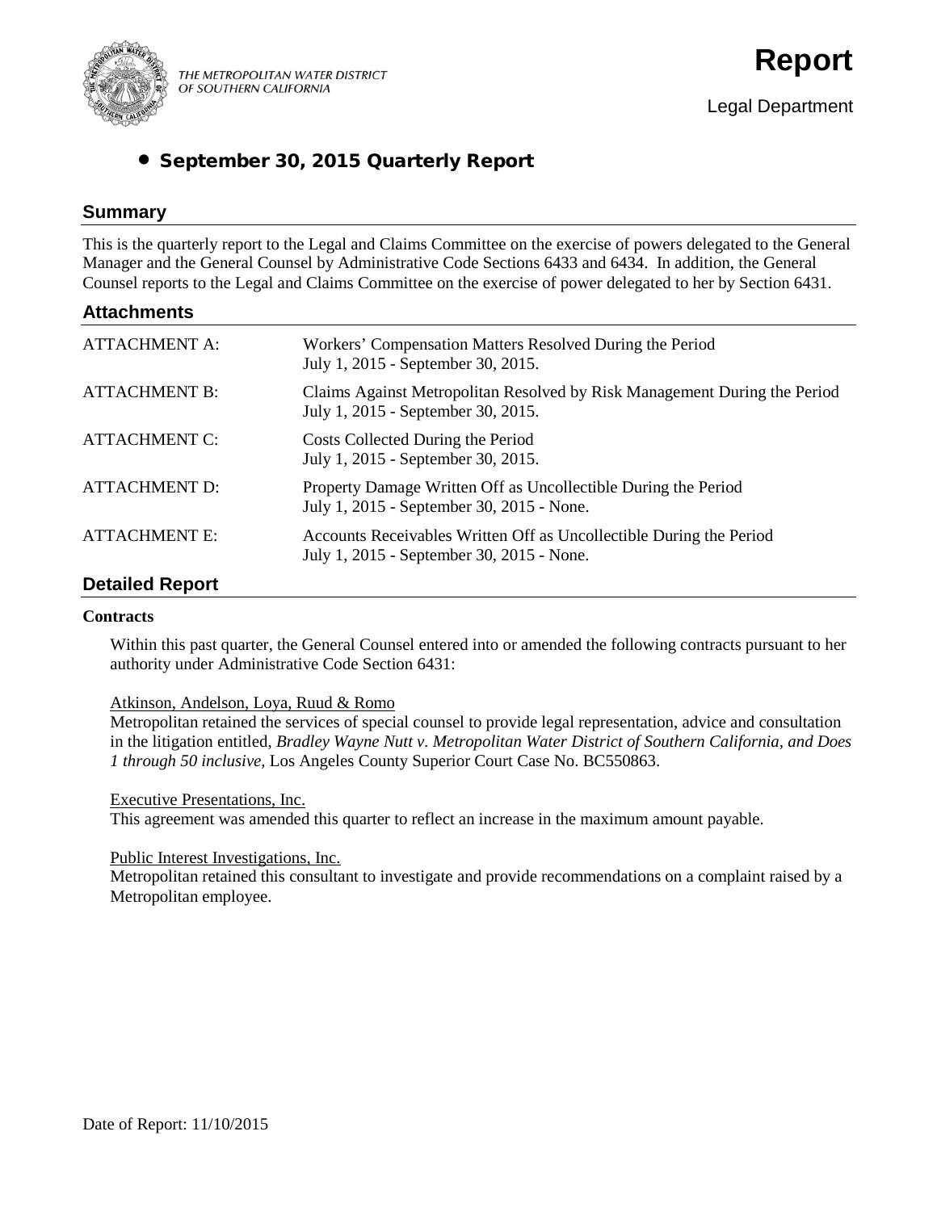THE METROPOLITAN WATER DISTRICT OF SOUTHERN CALIFORNIA

# Report

Legal Department

- **September 30, 2015 Quarterly Report**

## Summary

This is the quarterly report to the Legal and Claims Committee on the exercise of powers delegated to the General Manager and the General Counsel by Administrative Code Sections 6433 and 6434. In addition, the General Counsel reports to the Legal and Claims Committee on the exercise of power delegated to her by Section 6431.

## Attachments

| | |
|---|---|
| ATTACHMENT A: | Workers' Compensation Matters Resolved During the Period July 1, 2015 - September 30, 2015. |
| ATTACHMENT B: | Claims Against Metropolitan Resolved by Risk Management During the Period July 1, 2015 - September 30, 2015. |
| ATTACHMENT C: | Costs Collected During the Period July 1, 2015 - September 30, 2015. |
| ATTACHMENT D: | Property Damage Written Off as Uncollectible During the Period July 1, 2015 - September 30, 2015 - None. |
| ATTACHMENT E: | Accounts Receivables Written Off as Uncollectible During the Period July 1, 2015 - September 30, 2015 - None. |

## Detailed Report

**Contracts**

Within this past quarter, the General Counsel entered into or amended the following contracts pursuant to her authority under Administrative Code Section 6431:

Atkinson, Andelson, Loya, Ruud & Romo
Metropolitan retained the services of special counsel to provide legal representation, advice and consultation in the litigation entitled, *Bradley Wayne Nutt v. Metropolitan Water District of Southern California, and Does 1 through 50 inclusive,* Los Angeles County Superior Court Case No. BC550863.

Executive Presentations, Inc.
This agreement was amended this quarter to reflect an increase in the maximum amount payable.

Public Interest Investigations, Inc.
Metropolitan retained this consultant to investigate and provide recommendations on a complaint raised by a Metropolitan employee.

Date of Report: 11/10/2015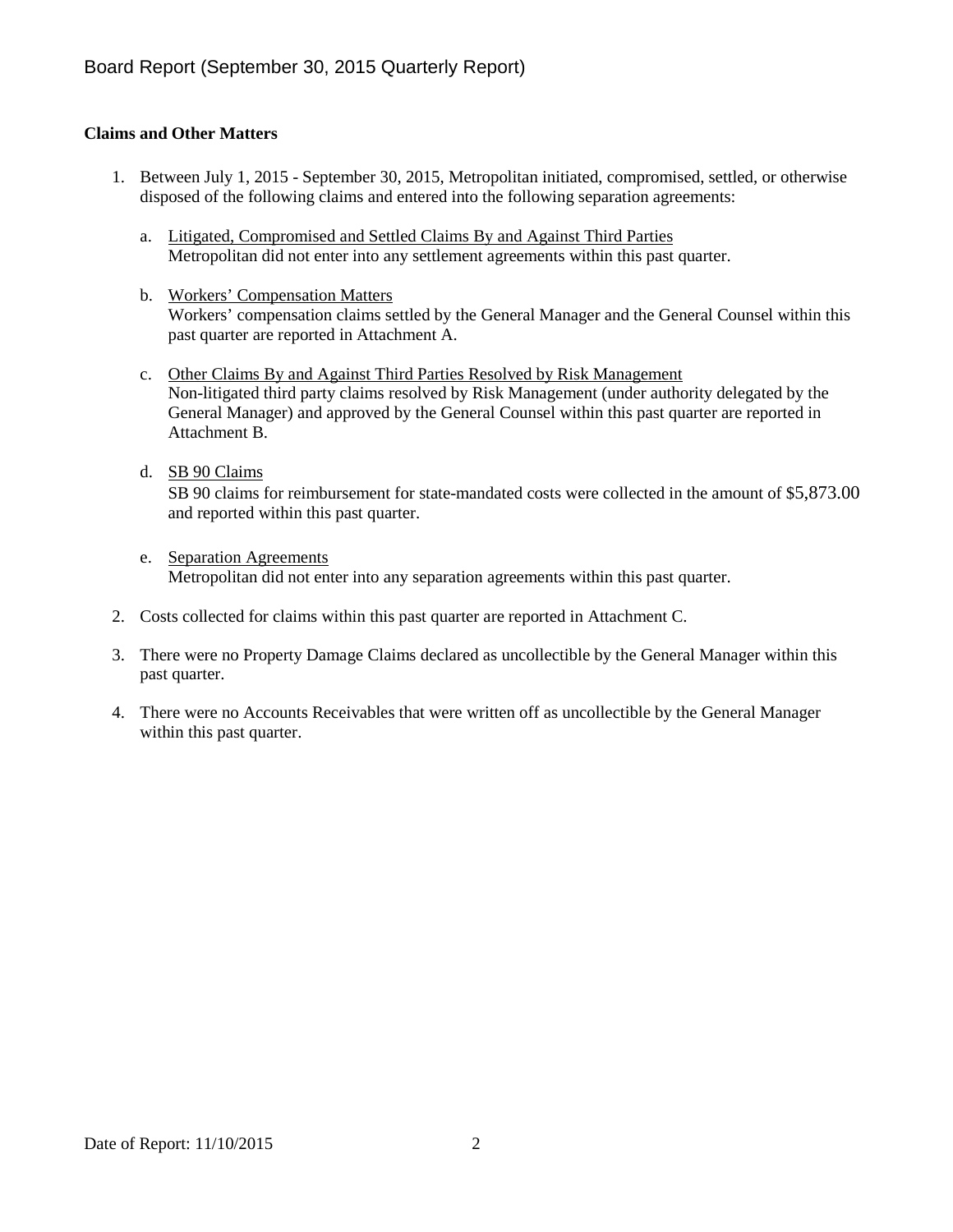**Claims and Other Matters**

1. Between July 1, 2015 - September 30, 2015, Metropolitan initiated, compromised, settled, or otherwise disposed of the following claims and entered into the following separation agreements:

   a. Litigated, Compromised and Settled Claims By and Against Third Parties
   Metropolitan did not enter into any settlement agreements within this past quarter.

   b. Workers' Compensation Matters
   Workers' compensation claims settled by the General Manager and the General Counsel within this past quarter are reported in Attachment A.

   c. Other Claims By and Against Third Parties Resolved by Risk Management
   Non-litigated third party claims resolved by Risk Management (under authority delegated by the General Manager) and approved by the General Counsel within this past quarter are reported in Attachment B.

   d. SB 90 Claims
   SB 90 claims for reimbursement for state-mandated costs were collected in the amount of $5,873.00 and reported within this past quarter.

   e. Separation Agreements
   Metropolitan did not enter into any separation agreements within this past quarter.

2. Costs collected for claims within this past quarter are reported in Attachment C.

3. There were no Property Damage Claims declared as uncollectible by the General Manager within this past quarter.

4. There were no Accounts Receivables that were written off as uncollectible by the General Manager within this past quarter.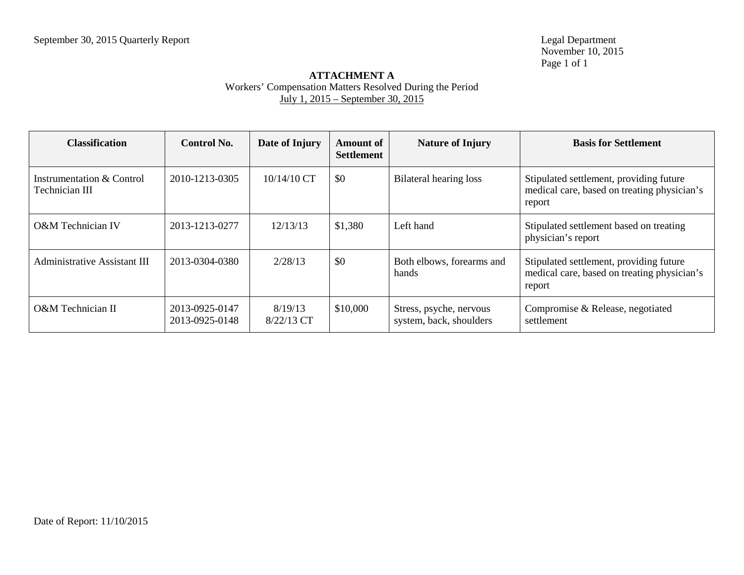**ATTACHMENT A**

Workers' Compensation Matters Resolved During the Period

July 1, 2015 – September 30, 2015

| Classification | Control No. | Date of Injury | Amount of Settlement | Nature of Injury | Basis for Settlement |
|---|---|---|---|---|---|
| Instrumentation & Control Technician III | 2010-1213-0305 | 10/14/10 CT | $0 | Bilateral hearing loss | Stipulated settlement, providing future medical care, based on treating physician's report |
| O&M Technician IV | 2013-1213-0277 | 12/13/13 | $1,380 | Left hand | Stipulated settlement based on treating physician's report |
| Administrative Assistant III | 2013-0304-0380 | 2/28/13 | $0 | Both elbows, forearms and hands | Stipulated settlement, providing future medical care, based on treating physician's report |
| O&M Technician II | 2013-0925-0147<br>2013-0925-0148 | 8/19/13<br>8/22/13 CT | $10,000 | Stress, psyche, nervous system, back, shoulders | Compromise & Release, negotiated settlement |

Date of Report: 11/10/2015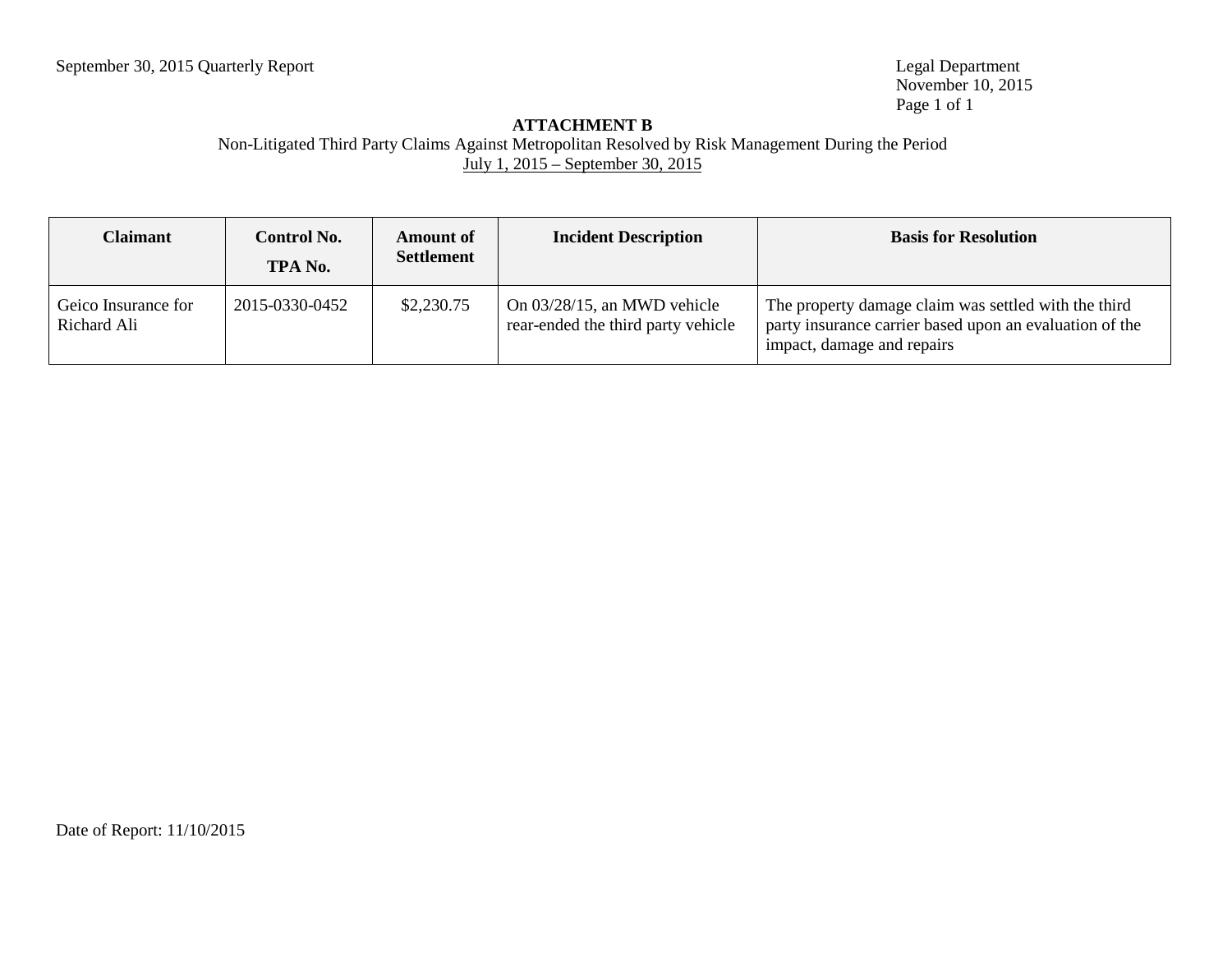September 30, 2015 Quarterly Report

Legal Department
November 10, 2015

**ATTACHMENT B**
Non-Litigated Third Party Claims Against Metropolitan Resolved by Risk Management During the Period
July 1, 2015 – September 30, 2015

| Claimant | Control No. TPA No. | Amount of Settlement | Incident Description | Basis for Resolution |
|---|---|---|---|---|
| Geico Insurance for Richard Ali | 2015-0330-0452 | $2,230.75 | On 03/28/15, an MWD vehicle rear-ended the third party vehicle | The property damage claim was settled with the third party insurance carrier based upon an evaluation of the impact, damage and repairs |

Date of Report: 11/10/2015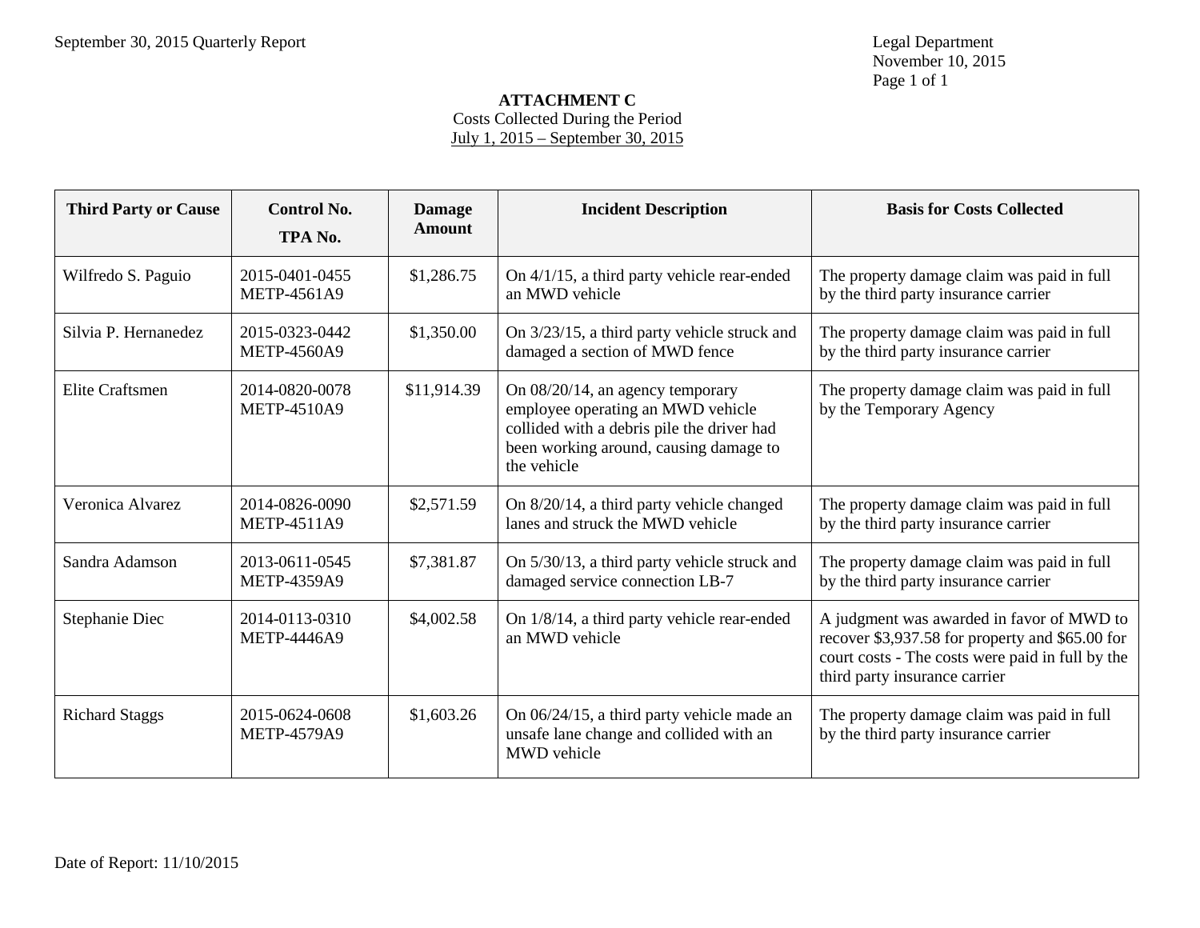**ATTACHMENT C**

Costs Collected During the Period

July 1, 2015 – September 30, 2015

| Third Party or Cause | Control No. TPA No. | Damage Amount | Incident Description | Basis for Costs Collected |
|---|---|---|---|---|
| Wilfredo S. Paguio | 2015-0401-0455 METP-4561A9 | $1,286.75 | On 4/1/15, a third party vehicle rear-ended an MWD vehicle | The property damage claim was paid in full by the third party insurance carrier |
| Silvia P. Hernanedez | 2015-0323-0442 METP-4560A9 | $1,350.00 | On 3/23/15, a third party vehicle struck and damaged a section of MWD fence | The property damage claim was paid in full by the third party insurance carrier |
| Elite Craftsmen | 2014-0820-0078 METP-4510A9 | $11,914.39 | On 08/20/14, an agency temporary employee operating an MWD vehicle collided with a debris pile the driver had been working around, causing damage to the vehicle | The property damage claim was paid in full by the Temporary Agency |
| Veronica Alvarez | 2014-0826-0090 METP-4511A9 | $2,571.59 | On 8/20/14, a third party vehicle changed lanes and struck the MWD vehicle | The property damage claim was paid in full by the third party insurance carrier |
| Sandra Adamson | 2013-0611-0545 METP-4359A9 | $7,381.87 | On 5/30/13, a third party vehicle struck and damaged service connection LB-7 | The property damage claim was paid in full by the third party insurance carrier |
| Stephanie Diec | 2014-0113-0310 METP-4446A9 | $4,002.58 | On 1/8/14, a third party vehicle rear-ended an MWD vehicle | A judgment was awarded in favor of MWD to recover $3,937.58 for property and $65.00 for court costs - The costs were paid in full by the third party insurance carrier |
| Richard Staggs | 2015-0624-0608 METP-4579A9 | $1,603.26 | On 06/24/15, a third party vehicle made an unsafe lane change and collided with an MWD vehicle | The property damage claim was paid in full by the third party insurance carrier |

Date of Report: 11/10/2015